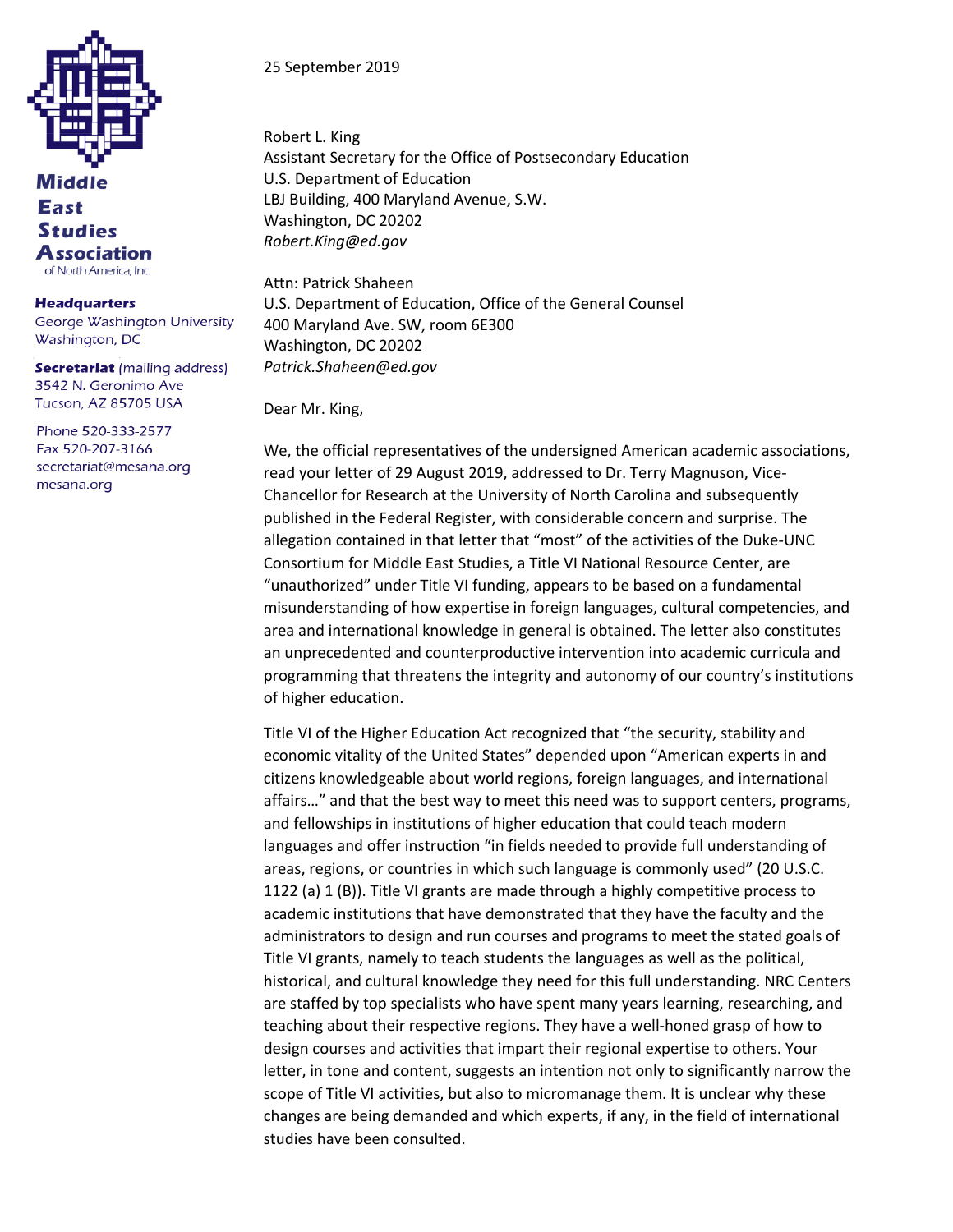**Middle East Studies Association** of North America, Inc.

**Headquarters**
George Washington University
Washington, DC

**Secretariat** (mailing address)
3542 N. Geronimo Ave
Tucson, AZ 85705 USA

Phone 520-333-2577
Fax 520-207-3166
secretariat@mesana.org
mesana.org

25 September 2019

Robert L. King
Assistant Secretary for the Office of Postsecondary Education
U.S. Department of Education
LBJ Building, 400 Maryland Avenue, S.W.
Washington, DC 20202
*Robert.King@ed.gov*

Attn: Patrick Shaheen
U.S. Department of Education, Office of the General Counsel
400 Maryland Ave. SW, room 6E300
Washington, DC 20202
*Patrick.Shaheen@ed.gov*

Dear Mr. King,

We, the official representatives of the undersigned American academic associations, read your letter of 29 August 2019, addressed to Dr. Terry Magnuson, Vice-Chancellor for Research at the University of North Carolina and subsequently published in the Federal Register, with considerable concern and surprise. The allegation contained in that letter that "most" of the activities of the Duke-UNC Consortium for Middle East Studies, a Title VI National Resource Center, are "unauthorized" under Title VI funding, appears to be based on a fundamental misunderstanding of how expertise in foreign languages, cultural competencies, and area and international knowledge in general is obtained. The letter also constitutes an unprecedented and counterproductive intervention into academic curricula and programming that threatens the integrity and autonomy of our country's institutions of higher education.

Title VI of the Higher Education Act recognized that "the security, stability and economic vitality of the United States" depended upon "American experts in and citizens knowledgeable about world regions, foreign languages, and international affairs…" and that the best way to meet this need was to support centers, programs, and fellowships in institutions of higher education that could teach modern languages and offer instruction "in fields needed to provide full understanding of areas, regions, or countries in which such language is commonly used" (20 U.S.C. 1122 (a) 1 (B)). Title VI grants are made through a highly competitive process to academic institutions that have demonstrated that they have the faculty and the administrators to design and run courses and programs to meet the stated goals of Title VI grants, namely to teach students the languages as well as the political, historical, and cultural knowledge they need for this full understanding. NRC Centers are staffed by top specialists who have spent many years learning, researching, and teaching about their respective regions. They have a well-honed grasp of how to design courses and activities that impart their regional expertise to others. Your letter, in tone and content, suggests an intention not only to significantly narrow the scope of Title VI activities, but also to micromanage them. It is unclear why these changes are being demanded and which experts, if any, in the field of international studies have been consulted.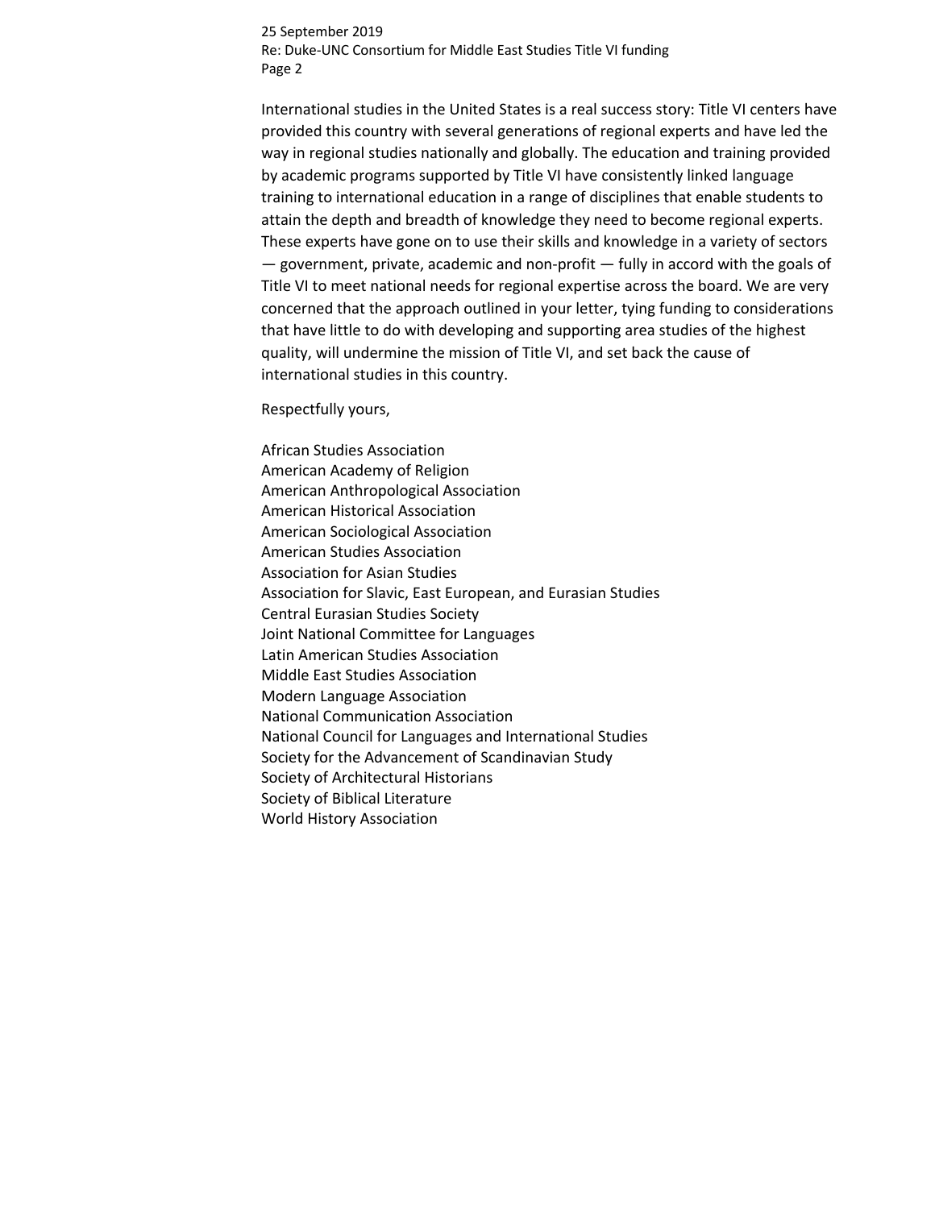International studies in the United States is a real success story: Title VI centers have provided this country with several generations of regional experts and have led the way in regional studies nationally and globally. The education and training provided by academic programs supported by Title VI have consistently linked language training to international education in a range of disciplines that enable students to attain the depth and breadth of knowledge they need to become regional experts. These experts have gone on to use their skills and knowledge in a variety of sectors — government, private, academic and non-profit — fully in accord with the goals of Title VI to meet national needs for regional expertise across the board. We are very concerned that the approach outlined in your letter, tying funding to considerations that have little to do with developing and supporting area studies of the highest quality, will undermine the mission of Title VI, and set back the cause of international studies in this country.

Respectfully yours,

African Studies Association
American Academy of Religion
American Anthropological Association
American Historical Association
American Sociological Association
American Studies Association
Association for Asian Studies
Association for Slavic, East European, and Eurasian Studies
Central Eurasian Studies Society
Joint National Committee for Languages
Latin American Studies Association
Middle East Studies Association
Modern Language Association
National Communication Association
National Council for Languages and International Studies
Society for the Advancement of Scandinavian Study
Society of Architectural Historians
Society of Biblical Literature
World History Association